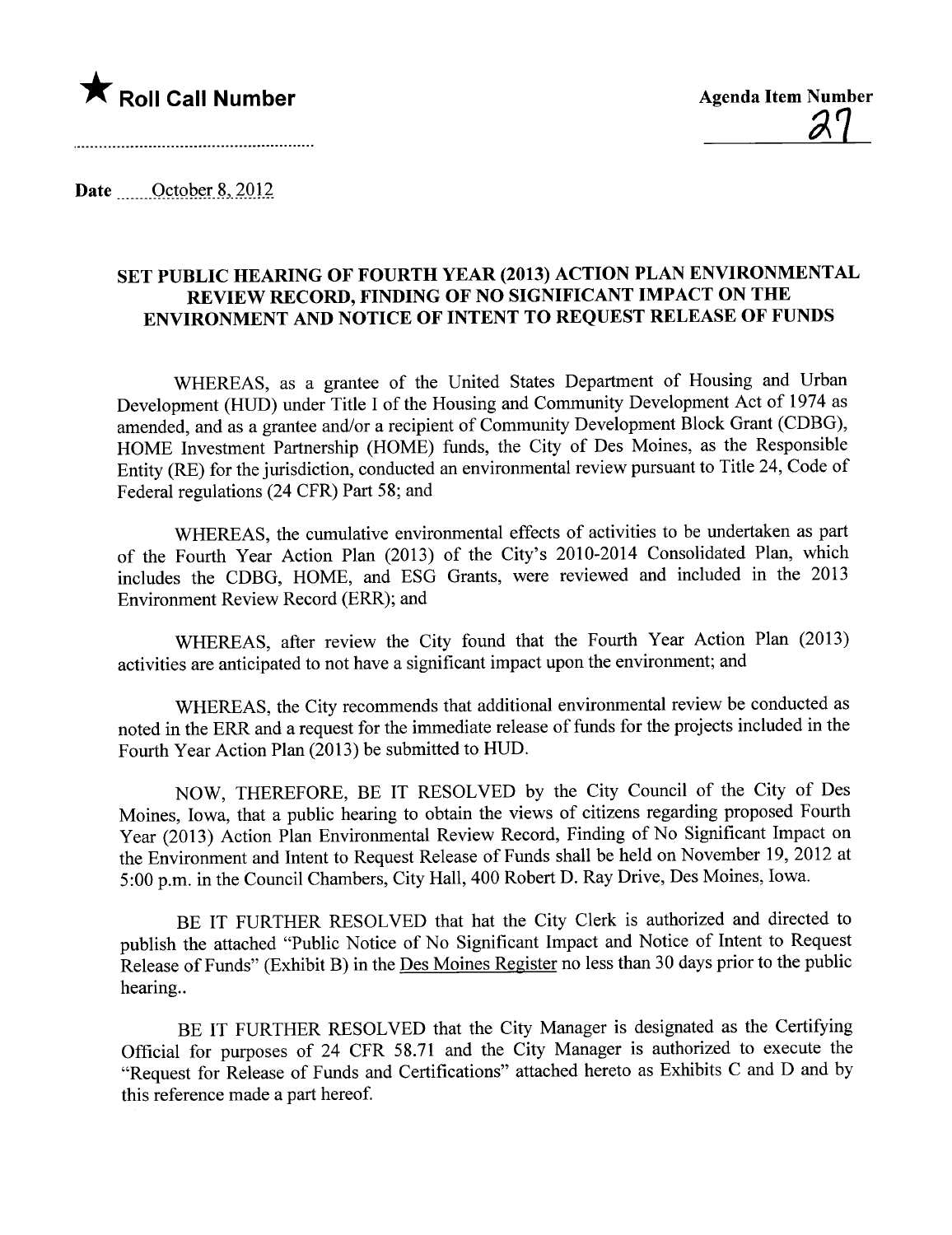★ **Roll Call Number**

**Agenda Item Number**

27

**Date** October 8, 2012

## SET PUBLIC HEARING OF FOURTH YEAR (2013) ACTION PLAN ENVIRONMENTAL REVIEW RECORD, FINDING OF NO SIGNIFICANT IMPACT ON THE ENVIRONMENT AND NOTICE OF INTENT TO REQUEST RELEASE OF FUNDS

WHEREAS, as a grantee of the United States Department of Housing and Urban Development (HUD) under Title I of the Housing and Community Development Act of 1974 as amended, and as a grantee and/or a recipient of Community Development Block Grant (CDBG), HOME Investment Partnership (HOME) funds, the City of Des Moines, as the Responsible Entity (RE) for the jurisdiction, conducted an environmental review pursuant to Title 24, Code of Federal regulations (24 CFR) Part 58; and

WHEREAS, the cumulative environmental effects of activities to be undertaken as part of the Fourth Year Action Plan (2013) of the City's 2010-2014 Consolidated Plan, which includes the CDBG, HOME, and ESG Grants, were reviewed and included in the 2013 Environment Review Record (ERR); and

WHEREAS, after review the City found that the Fourth Year Action Plan (2013) activities are anticipated to not have a significant impact upon the environment; and

WHEREAS, the City recommends that additional environmental review be conducted as noted in the ERR and a request for the immediate release of funds for the projects included in the Fourth Year Action Plan (2013) be submitted to HUD.

NOW, THEREFORE, BE IT RESOLVED by the City Council of the City of Des Moines, Iowa, that a public hearing to obtain the views of citizens regarding proposed Fourth Year (2013) Action Plan Environmental Review Record, Finding of No Significant Impact on the Environment and Intent to Request Release of Funds shall be held on November 19, 2012 at 5:00 p.m. in the Council Chambers, City Hall, 400 Robert D. Ray Drive, Des Moines, Iowa.

BE IT FURTHER RESOLVED that hat the City Clerk is authorized and directed to publish the attached "Public Notice of No Significant Impact and Notice of Intent to Request Release of Funds" (Exhibit B) in the Des Moines Register no less than 30 days prior to the public hearing..

BE IT FURTHER RESOLVED that the City Manager is designated as the Certifying Official for purposes of 24 CFR 58.71 and the City Manager is authorized to execute the "Request for Release of Funds and Certifications" attached hereto as Exhibits C and D and by this reference made a part hereof.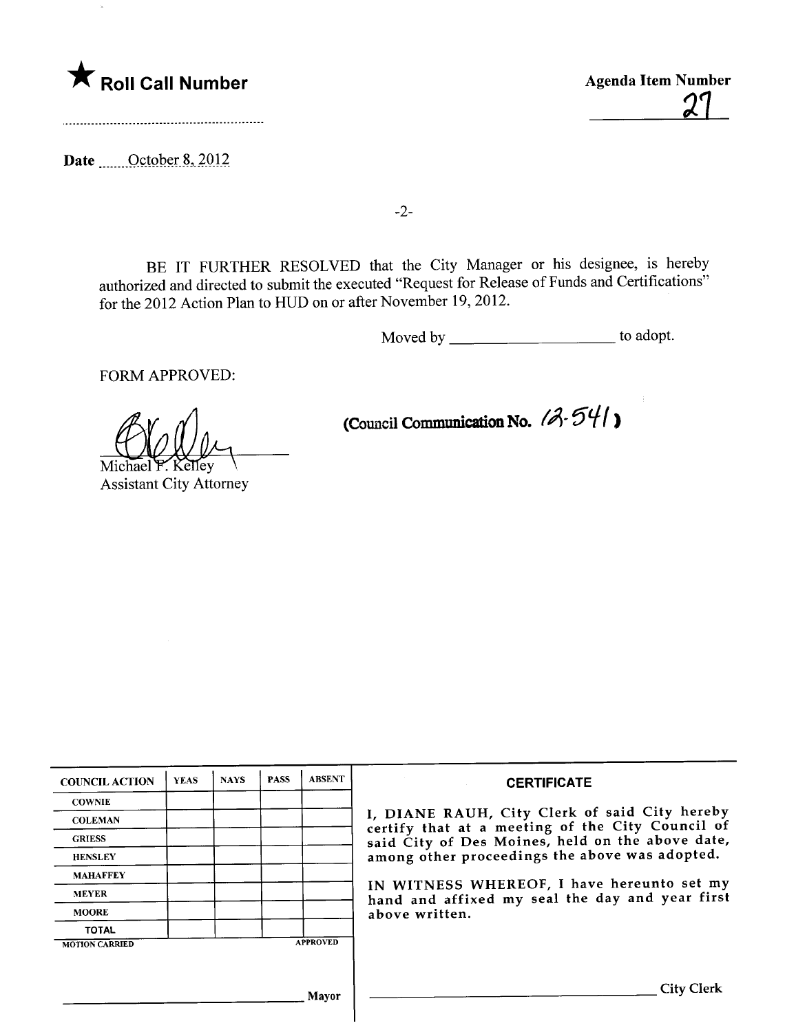★ **Roll Call Number**

..........................................................

**Agenda Item Number**

27

Date ......October 8, 2012

BE IT FURTHER RESOLVED that the City Manager or his designee, is hereby authorized and directed to submit the executed "Request for Release of Funds and Certifications" for the 2012 Action Plan to HUD on or after November 19, 2012.

Moved by ____________________ to adopt.

FORM APPROVED:

(Council Communication No. 12-541)

Michael F. Kelley
Assistant City Attorney

| COUNCIL ACTION | YEAS | NAYS | PASS | ABSENT |
|---|---|---|---|---|
| COWNIE | | | | |
| COLEMAN | | | | |
| GRIESS | | | | |
| HENSLEY | | | | |
| MAHAFFEY | | | | |
| MEYER | | | | |
| MOORE | | | | |
| TOTAL | | | | |
| MOTION CARRIED | | | | APPROVED |

______________________________ Mayor

**CERTIFICATE**

I, DIANE RAUH, City Clerk of said City hereby certify that at a meeting of the City Council of said City of Des Moines, held on the above date, among other proceedings the above was adopted.

IN WITNESS WHEREOF, I have hereunto set my hand and affixed my seal the day and year first above written.

______________________________ City Clerk